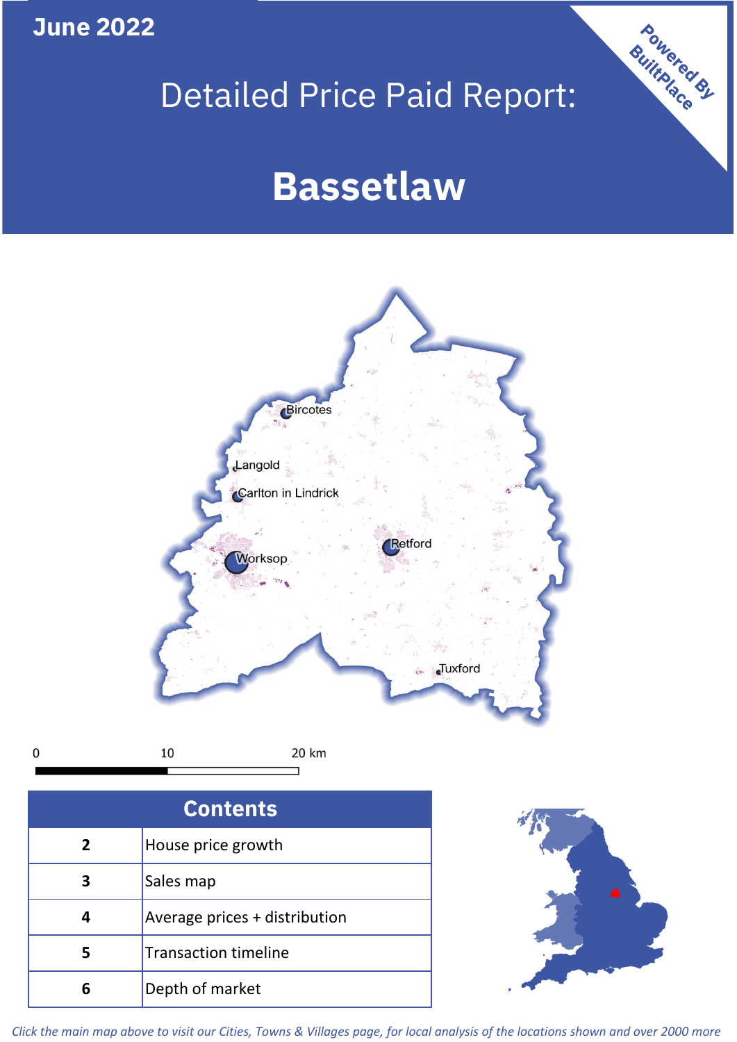June 2022

# Detailed Price Paid Report:

# Bassetlaw

Powered By BuiltPlace

Bircotes

Langold

Carlton in Lindrick

Worksop

Retford

Tuxford

0 10 20 km

| Contents | |
|---|---|
| 2 | House price growth |
| 3 | Sales map |
| 4 | Average prices + distribution |
| 5 | Transaction timeline |
| 6 | Depth of market |

*Click the main map above to visit our Cities, Towns & Villages page, for local analysis of the locations shown and over 2000 more*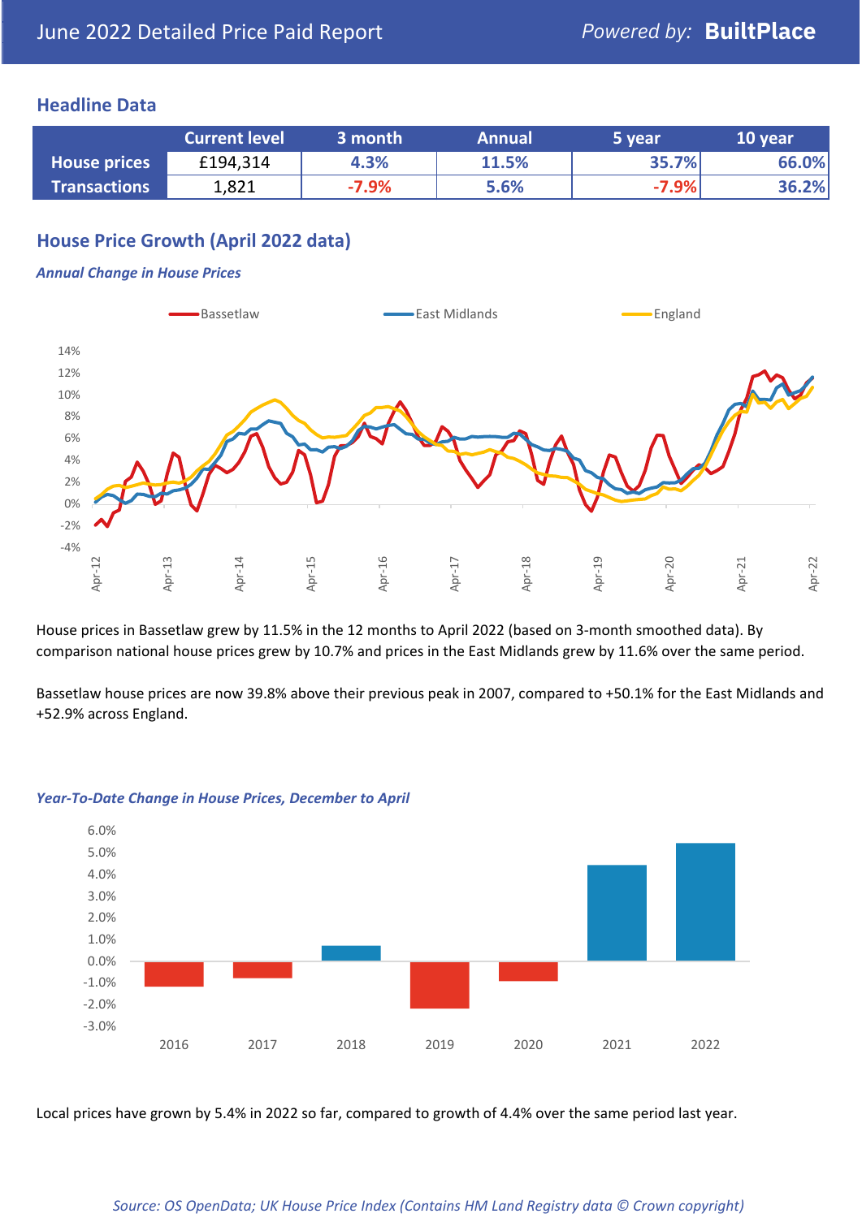# June 2022 Detailed Price Paid Report

Powered by: **BuiltPlace**

## Headline Data

| | Current level | 3 month | Annual | 5 year | 10 year |
|---|---|---|---|---|---|
| **House prices** | £194,314 | 4.3% | 11.5% | 35.7% | 66.0% |
| **Transactions** | 1,821 | -7.9% | 5.6% | -7.9% | 36.2% |

## House Price Growth (April 2022 data)

### *Annual Change in House Prices*

House prices in Bassetlaw grew by 11.5% in the 12 months to April 2022 (based on 3-month smoothed data). By comparison national house prices grew by 10.7% and prices in the East Midlands grew by 11.6% over the same period.

Bassetlaw house prices are now 39.8% above their previous peak in 2007, compared to +50.1% for the East Midlands and +52.9% across England.

### *Year-To-Date Change in House Prices, December to April*

Local prices have grown by 5.4% in 2022 so far, compared to growth of 4.4% over the same period last year.

*Source: OS OpenData; UK House Price Index (Contains HM Land Registry data © Crown copyright)*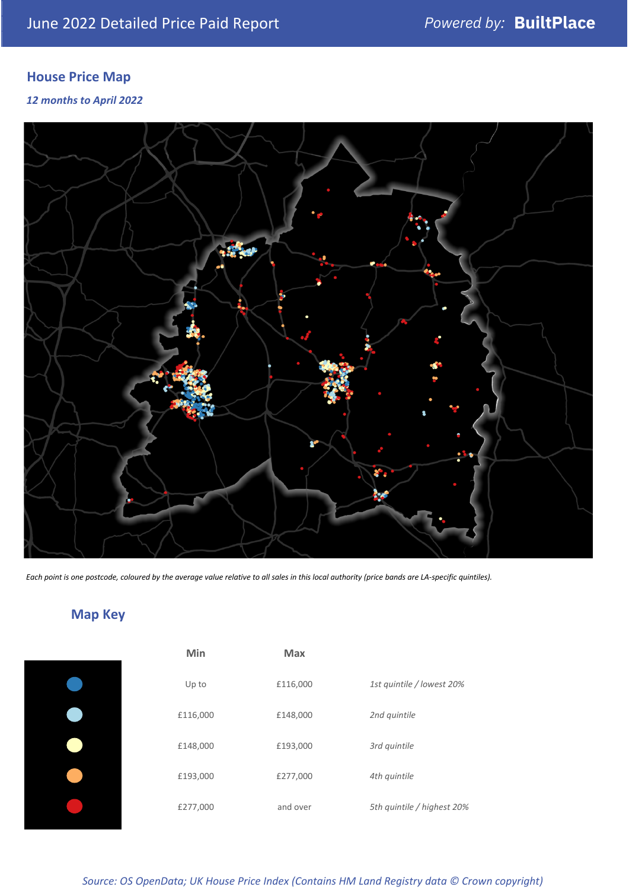June 2022 Detailed Price Paid Report — *Powered by:* **BuiltPlace**

## House Price Map

*12 months to April 2022*

*Each point is one postcode, coloured by the average value relative to all sales in this local authority (price bands are LA-specific quintiles).*

## Map Key

| | Min | Max | |
|---|---|---|---|
| Dark blue | Up to | £116,000 | *1st quintile / lowest 20%* |
| Light blue | £116,000 | £148,000 | *2nd quintile* |
| Pale yellow | £148,000 | £193,000 | *3rd quintile* |
| Orange | £193,000 | £277,000 | *4th quintile* |
| Red | £277,000 | and over | *5th quintile / highest 20%* |

*Source: OS OpenData; UK House Price Index (Contains HM Land Registry data © Crown copyright)*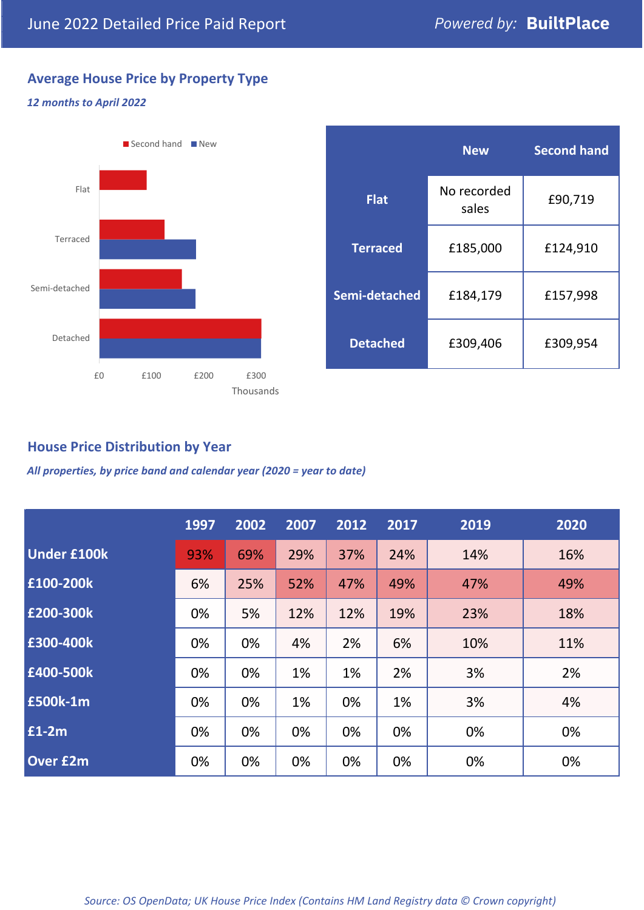June 2022 Detailed Price Paid Report — *Powered by:* **BuiltPlace**

## Average House Price by Property Type

*12 months to April 2022*

|  | New | Second hand |
|---|---|---|
| **Flat** | No recorded sales | £90,719 |
| **Terraced** | £185,000 | £124,910 |
| **Semi-detached** | £184,179 | £157,998 |
| **Detached** | £309,406 | £309,954 |

## House Price Distribution by Year

*All properties, by price band and calendar year (2020 = year to date)*

|  | 1997 | 2002 | 2007 | 2012 | 2017 | 2019 | 2020 |
|---|---|---|---|---|---|---|---|
| **Under £100k** | 93% | 69% | 29% | 37% | 24% | 14% | 16% |
| **£100-200k** | 6% | 25% | 52% | 47% | 49% | 47% | 49% |
| **£200-300k** | 0% | 5% | 12% | 12% | 19% | 23% | 18% |
| **£300-400k** | 0% | 0% | 4% | 2% | 6% | 10% | 11% |
| **£400-500k** | 0% | 0% | 1% | 1% | 2% | 3% | 2% |
| **£500k-1m** | 0% | 0% | 1% | 0% | 1% | 3% | 4% |
| **£1-2m** | 0% | 0% | 0% | 0% | 0% | 0% | 0% |
| **Over £2m** | 0% | 0% | 0% | 0% | 0% | 0% | 0% |

*Source: OS OpenData; UK House Price Index (Contains HM Land Registry data © Crown copyright)*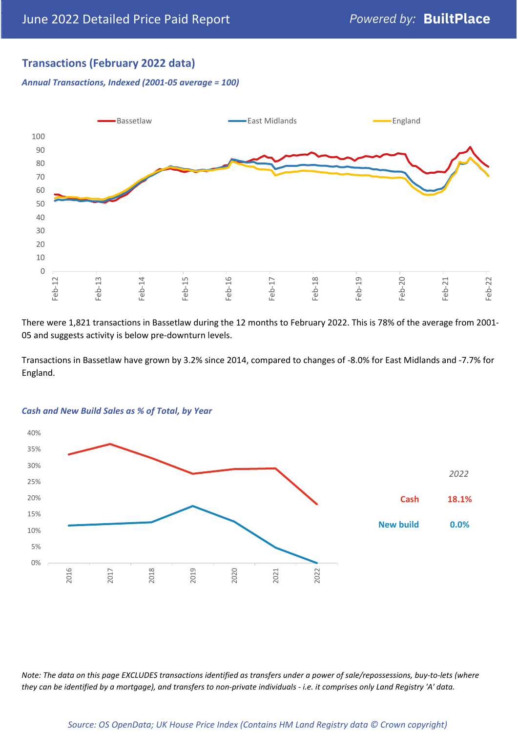## Transactions (February 2022 data)

*Annual Transactions, Indexed (2001-05 average = 100)*

There were 1,821 transactions in Bassetlaw during the 12 months to February 2022. This is 78% of the average from 2001-05 and suggests activity is below pre-downturn levels.

Transactions in Bassetlaw have grown by 3.2% since 2014, compared to changes of -8.0% for East Midlands and -7.7% for England.

*Cash and New Build Sales as % of Total, by Year*

| *2022* | |
|---|---|
| Cash | 18.1% |
| New build | 0.0% |

*Note: The data on this page EXCLUDES transactions identified as transfers under a power of sale/repossessions, buy-to-lets (where they can be identified by a mortgage), and transfers to non-private individuals - i.e. it comprises only Land Registry 'A' data.*

*Source: OS OpenData; UK House Price Index (Contains HM Land Registry data © Crown copyright)*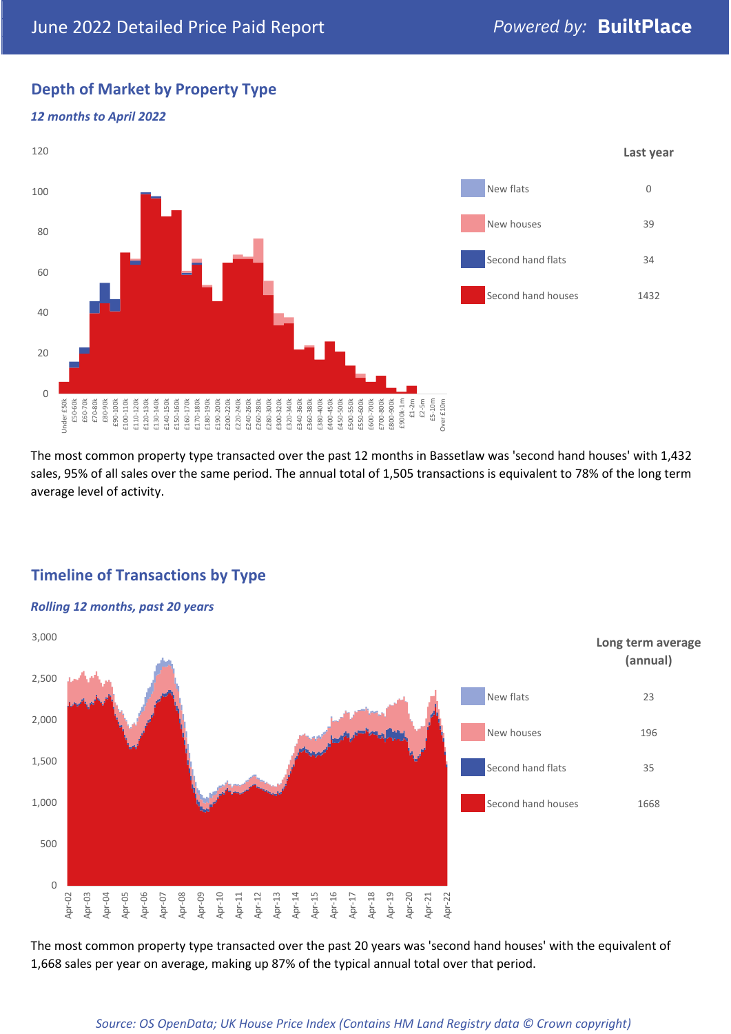June 2022 Detailed Price Paid Report

*Powered by:* **BuiltPlace**

## Depth of Market by Property Type

*12 months to April 2022*

120
100
80
60
40
20
0

Under £50k, £50-60k, £60-70k, £70-80k, £80-90k, £90-100k, £100-110k, £110-120k, £120-130k, £130-140k, £140-150k, £150-160k, £160-170k, £170-180k, £180-190k, £190-200k, £200-220k, £220-240k, £240-260k, £260-280k, £280-300k, £300-320k, £320-340k, £340-360k, £360-380k, £380-400k, £400-450k, £450-500k, £500-550k, £550-600k, £600-700k, £700-800k, £800-900k, £900k-1m, £1-2m, £2-5m, £5-10m, Over £10m

Last year

New flats 0

New houses 39

Second hand flats 34

Second hand houses 1432

The most common property type transacted over the past 12 months in Bassetlaw was 'second hand houses' with 1,432 sales, 95% of all sales over the same period. The annual total of 1,505 transactions is equivalent to 78% of the long term average level of activity.

## Timeline of Transactions by Type

*Rolling 12 months, past 20 years*

3,000
2,500
2,000
1,500
1,000
500
0

Apr-02, Apr-03, Apr-04, Apr-05, Apr-06, Apr-07, Apr-08, Apr-09, Apr-10, Apr-11, Apr-12, Apr-13, Apr-14, Apr-15, Apr-16, Apr-17, Apr-18, Apr-19, Apr-20, Apr-21, Apr-22

Long term average (annual)

New flats 23

New houses 196

Second hand flats 35

Second hand houses 1668

The most common property type transacted over the past 20 years was 'second hand houses' with the equivalent of 1,668 sales per year on average, making up 87% of the typical annual total over that period.

*Source: OS OpenData; UK House Price Index (Contains HM Land Registry data © Crown copyright)*